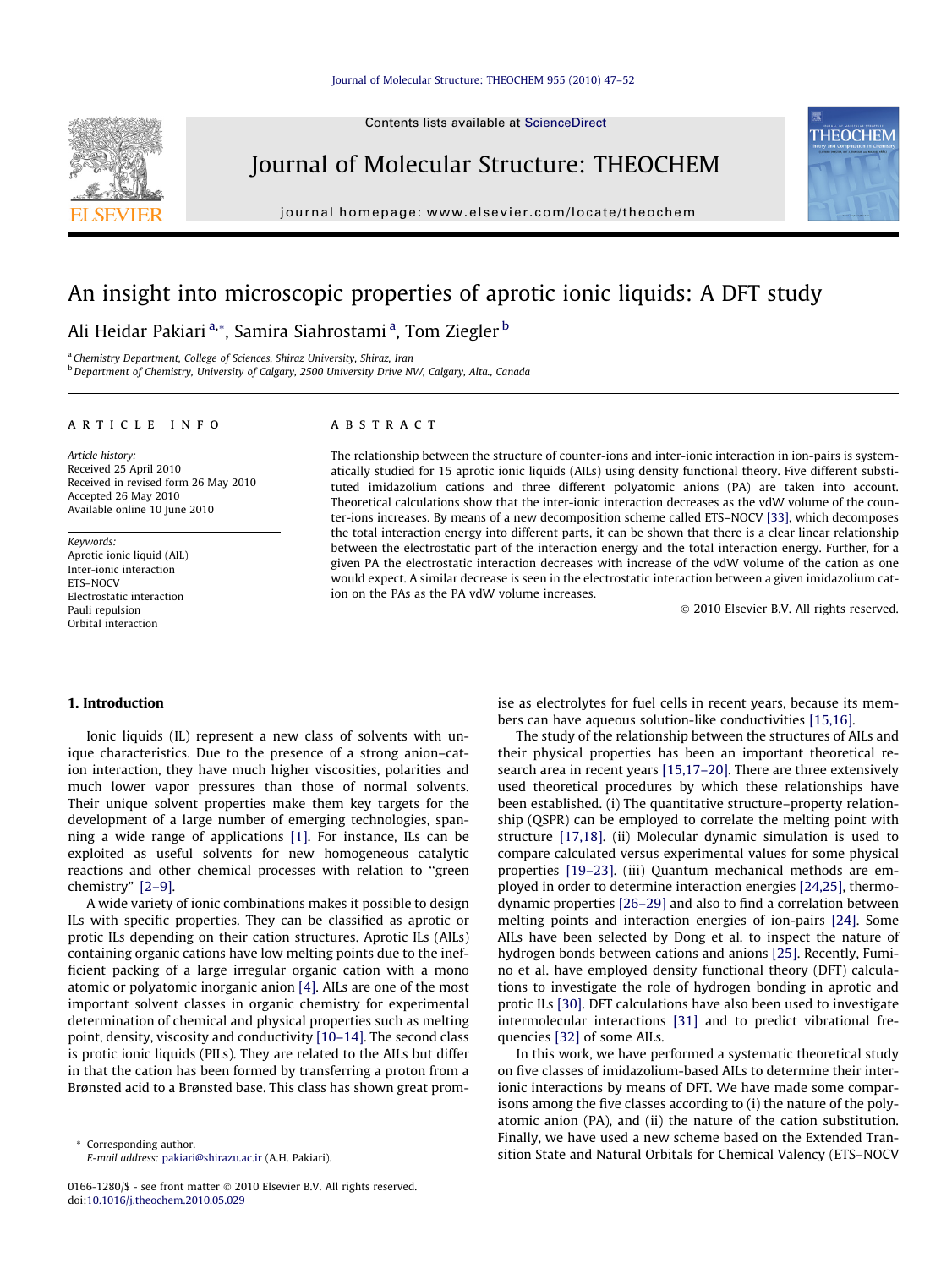# An insight into microscopic properties of aprotic ionic liquids: A DFT study

Ali Heidar Pakiari [a,*], Samira Siahrostami [a], Tom Ziegler [b]

[a] Chemistry Department, College of Sciences, Shiraz University, Shiraz, Iran
[b] Department of Chemistry, University of Calgary, 2500 University Drive NW, Calgary, Alta., Canada

## ARTICLE INFO

*Article history:*
Received 25 April 2010
Received in revised form 26 May 2010
Accepted 26 May 2010
Available online 10 June 2010

*Keywords:*
Aprotic ionic liquid (AIL)
Inter-ionic interaction
ETS–NOCV
Electrostatic interaction
Pauli repulsion
Orbital interaction

## ABSTRACT

The relationship between the structure of counter-ions and inter-ionic interaction in ion-pairs is systematically studied for 15 aprotic ionic liquids (AILs) using density functional theory. Five different substituted imidazolium cations and three different polyatomic anions (PA) are taken into account. Theoretical calculations show that the inter-ionic interaction decreases as the vdW volume of the counter-ions increases. By means of a new decomposition scheme called ETS–NOCV [33], which decomposes the total interaction energy into different parts, it can be shown that there is a clear linear relationship between the electrostatic part of the interaction energy and the total interaction energy. Further, for a given PA the electrostatic interaction decreases with increase of the vdW volume of the cation as one would expect. A similar decrease is seen in the electrostatic interaction between a given imidazolium cation on the PAs as the PA vdW volume increases.

© 2010 Elsevier B.V. All rights reserved.

## 1. Introduction

Ionic liquids (IL) represent a new class of solvents with unique characteristics. Due to the presence of a strong anion–cation interaction, they have much higher viscosities, polarities and much lower vapor pressures than those of normal solvents. Their unique solvent properties make them key targets for the development of a large number of emerging technologies, spanning a wide range of applications [1]. For instance, ILs can be exploited as useful solvents for new homogeneous catalytic reactions and other chemical processes with relation to "green chemistry" [2–9].

A wide variety of ionic combinations makes it possible to design ILs with specific properties. They can be classified as aprotic or protic ILs depending on their cation structures. Aprotic ILs (AILs) containing organic cations have low melting points due to the inefficient packing of a large irregular organic cation with a mono atomic or polyatomic inorganic anion [4]. AILs are one of the most important solvent classes in organic chemistry for experimental determination of chemical and physical properties such as melting point, density, viscosity and conductivity [10–14]. The second class is protic ionic liquids (PILs). They are related to the AILs but differ in that the cation has been formed by transferring a proton from a Brønsted acid to a Brønsted base. This class has shown great promise as electrolytes for fuel cells in recent years, because its members can have aqueous solution-like conductivities [15,16].

The study of the relationship between the structures of AILs and their physical properties has been an important theoretical research area in recent years [15,17–20]. There are three extensively used theoretical procedures by which these relationships have been established. (i) The quantitative structure–property relationship (QSPR) can be employed to correlate the melting point with structure [17,18]. (ii) Molecular dynamic simulation is used to compare calculated versus experimental values for some physical properties [19–23]. (iii) Quantum mechanical methods are employed in order to determine interaction energies [24,25], thermodynamic properties [26–29] and also to find a correlation between melting points and interaction energies of ion-pairs [24]. Some AILs have been selected by Dong et al. to inspect the nature of hydrogen bonds between cations and anions [25]. Recently, Fumino et al. have employed density functional theory (DFT) calculations to investigate the role of hydrogen bonding in aprotic and protic ILs [30]. DFT calculations have also been used to investigate intermolecular interactions [31] and to predict vibrational frequencies [32] of some AILs.

In this work, we have performed a systematic theoretical study on five classes of imidazolium-based AILs to determine their interionic interactions by means of DFT. We have made some comparisons among the five classes according to (i) the nature of the polyatomic anion (PA), and (ii) the nature of the cation substitution. Finally, we have used a new scheme based on the Extended Transition State and Natural Orbitals for Chemical Valency (ETS–NOCV

\* Corresponding author.
*E-mail address:* pakiari@shirazu.ac.ir (A.H. Pakiari).

0166-1280/$ - see front matter © 2010 Elsevier B.V. All rights reserved.
doi:10.1016/j.theochem.2010.05.029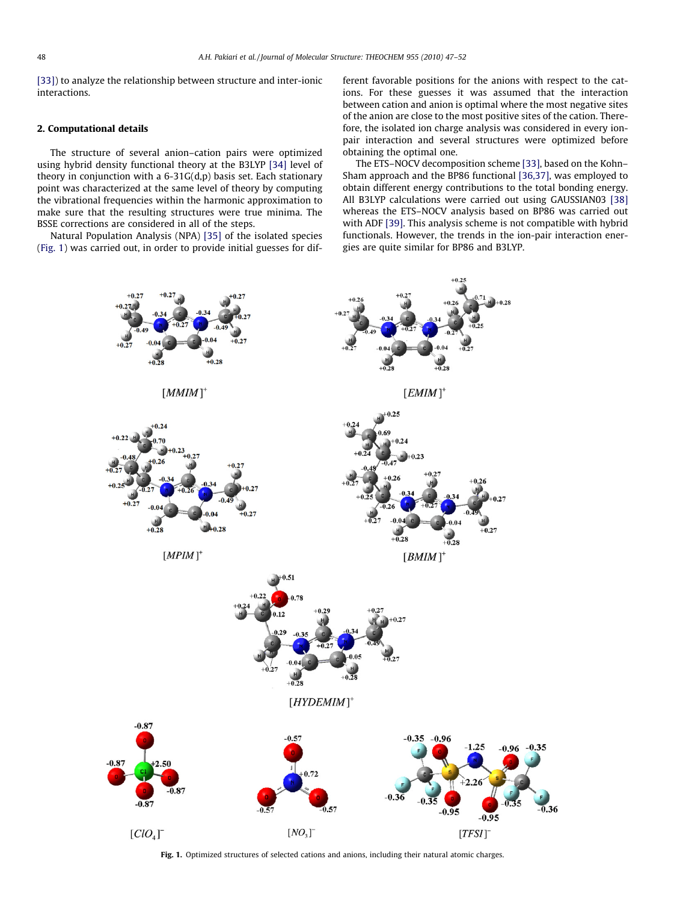[33]) to analyze the relationship between structure and inter-ionic interactions.

## 2. Computational details

The structure of several anion–cation pairs were optimized using hybrid density functional theory at the B3LYP [34] level of theory in conjunction with a 6-31G(d,p) basis set. Each stationary point was characterized at the same level of theory by computing the vibrational frequencies within the harmonic approximation to make sure that the resulting structures were true minima. The BSSE corrections are considered in all of the steps.

Natural Population Analysis (NPA) [35] of the isolated species (Fig. 1) was carried out, in order to provide initial guesses for different favorable positions for the anions with respect to the cations. For these guesses it was assumed that the interaction between cation and anion is optimal where the most negative sites of the anion are close to the most positive sites of the cation. Therefore, the isolated ion charge analysis was considered in every ion-pair interaction and several structures were optimized before obtaining the optimal one.

The ETS–NOCV decomposition scheme [33], based on the Kohn–Sham approach and the BP86 functional [36,37], was employed to obtain different energy contributions to the total bonding energy. All B3LYP calculations were carried out using GAUSSIAN03 [38] whereas the ETS–NOCV analysis based on BP86 was carried out with ADF [39]. This analysis scheme is not compatible with hybrid functionals. However, the trends in the ion-pair interaction energies are quite similar for BP86 and B3LYP.

**Fig. 1.** Optimized structures of selected cations and anions, including their natural atomic charges.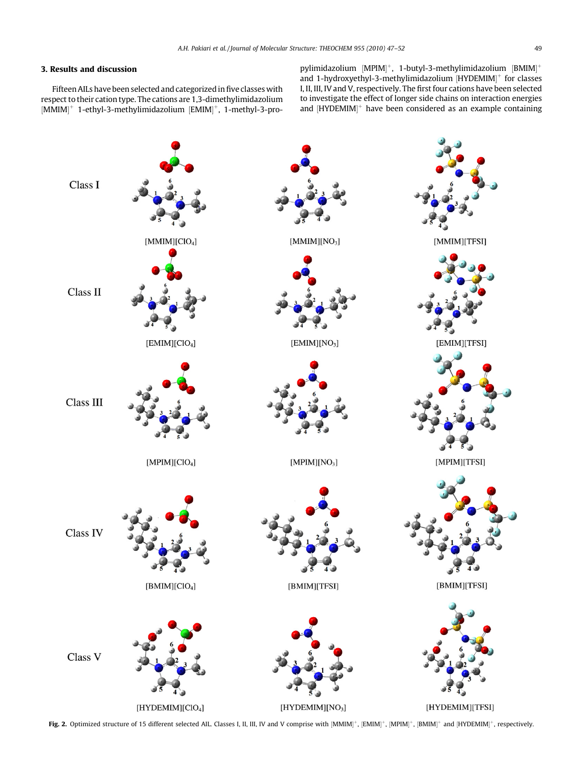## 3. Results and discussion

Fifteen AILs have been selected and categorized in five classes with respect to their cation type. The cations are 1,3-dimethylimidazolium $[MMIM]^+$ 1-ethyl-3-methylimidazolium $[EMIM]^+$, 1-methyl-3-propylimidazolium $[MPIM]^+$, 1-butyl-3-methylimidazolium $[BMIM]^+$ and 1-hydroxyethyl-3-methylimidazolium $[HYDEMIM]^+$ for classes I, II, III, IV and V, respectively. The first four cations have been selected to investigate the effect of longer side chains on interaction energies and $[HYDEMIM]^+$ have been considered as an example containing

Class I

[MMIM][ClO4]

[MMIM][NO3]

[MMIM][TFSI]

Class II

[EMIM][ClO4]

[EMIM][NO3]

[EMIM][TFSI]

Class III

[MPIM][ClO4]

[MPIM][NO3]

[MPIM][TFSI]

Class IV

[BMIM][ClO4]

[BMIM][TFSI]

[BMIM][TFSI]

Class V

[HYDEMIM][ClO4]

[HYDEMIM][NO3]

[HYDEMIM][TFSI]

**Fig. 2.** Optimized structure of 15 different selected AIL. Classes I, II, III, IV and V comprise with $[MMIM]^+$, $[EMIM]^+$, $[MPIM]^+$, $[BMIM]^+$ and $[HYDEMIM]^+$, respectively.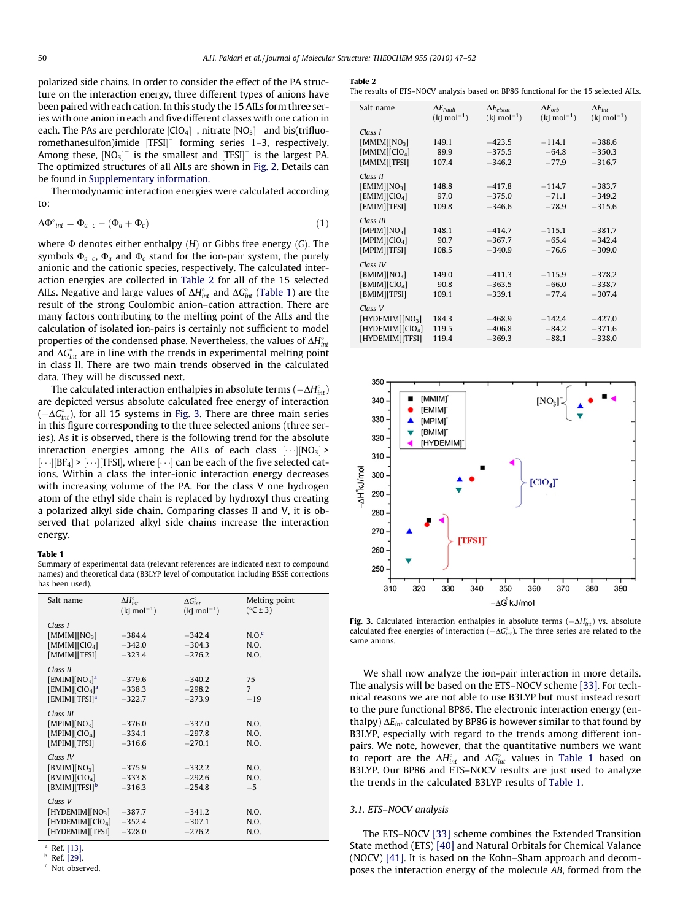polarized side chains. In order to consider the effect of the PA structure on the interaction energy, three different types of anions have been paired with each cation. In this study the 15 AILs form three series with one anion in each and five different classes with one cation in each. The PAs are perchlorate $[ClO_4]^-$, nitrate $[NO_3]^-$ and bis(trifluoromethanesulfon)imide $[TFSI]^-$ forming series 1–3, respectively. Among these, $[NO_3]^-$ is the smallest and $[TFSI]^-$ is the largest PA. The optimized structures of all AILs are shown in Fig. 2. Details can be found in Supplementary information.

Thermodynamic interaction energies were calculated according to:

$$\Delta\Phi^{\circ}_{int} = \Phi_{a-c} - (\Phi_a + \Phi_c) \tag{1}$$

where $\Phi$ denotes either enthalpy ($H$) or Gibbs free energy ($G$). The symbols $\Phi_{a-c}$, $\Phi_a$ and $\Phi_c$ stand for the ion-pair system, the purely anionic and the cationic species, respectively. The calculated interaction energies are collected in Table 2 for all of the 15 selected AILs. Negative and large values of $\Delta H^{\circ}_{int}$ and $\Delta G^{\circ}_{int}$ (Table 1) are the result of the strong Coulombic anion–cation attraction. There are many factors contributing to the melting point of the AILs and the calculation of isolated ion-pairs is certainly not sufficient to model properties of the condensed phase. Nevertheless, the values of $\Delta H^{\circ}_{int}$ and $\Delta G^{\circ}_{int}$ are in line with the trends in experimental melting point in class II. There are two main trends observed in the calculated data. They will be discussed next.

The calculated interaction enthalpies in absolute terms ($-\Delta H^{\circ}_{int}$) are depicted versus absolute calculated free energy of interaction ($-\Delta G^{\circ}_{int}$), for all 15 systems in Fig. 3. There are three main series in this figure corresponding to the three selected anions (three series). As it is observed, there is the following trend for the absolute interaction energies among the AILs of each class $[\cdots][NO_3]$ > $[\cdots][BF_4]$ > $[\cdots][TFSI]$, where $[\cdots]$ can be each of the five selected cations. Within a class the inter-ionic interaction energy decreases with increasing volume of the PA. For the class V one hydrogen atom of the ethyl side chain is replaced by hydroxyl thus creating a polarized alkyl side chain. Comparing classes II and V, it is observed that polarized alkyl side chains increase the interaction energy.

**Table 1**
Summary of experimental data (relevant references are indicated next to compound names) and theoretical data (B3LYP level of computation including BSSE corrections has been used).

| Salt name | $\Delta H^{\circ}_{int}$ (kJ mol$^{-1}$) | $\Delta G^{\circ}_{int}$ (kJ mol$^{-1}$) | Melting point (°C ± 3) |
|---|---|---|---|
| *Class I* | | | |
| [MMIM][NO$_3$] | −384.4 | −342.4 | N.O.[c] |
| [MMIM][ClO$_4$] | −342.0 | −304.3 | N.O. |
| [MMIM][TFSI] | −323.4 | −276.2 | N.O. |
| *Class II* | | | |
| [EMIM][NO$_3$][a] | −379.6 | −340.2 | 75 |
| [EMIM][ClO$_4$][a] | −338.3 | −298.2 | 7 |
| [EMIM][TFSI][a] | −322.7 | −273.9 | −19 |
| *Class III* | | | |
| [MPIM][NO$_3$] | −376.0 | −337.0 | N.O. |
| [MPIM][ClO$_4$] | −334.1 | −297.8 | N.O. |
| [MPIM][TFSI] | −316.6 | −270.1 | N.O. |
| *Class IV* | | | |
| [BMIM][NO$_3$] | −375.9 | −332.2 | N.O. |
| [BMIM][ClO$_4$] | −333.8 | −292.6 | N.O. |
| [BMIM][TFSI][b] | −316.3 | −254.8 | −5 |
| *Class V* | | | |
| [HYDEMIM][NO$_3$] | −387.7 | −341.2 | N.O. |
| [HYDEMIM][ClO$_4$] | −352.4 | −307.1 | N.O. |
| [HYDEMIM][TFSI] | −328.0 | −276.2 | N.O. |

[a] Ref. [13].
[b] Ref. [29].
[c] Not observed.

**Table 2**
The results of ETS–NOCV analysis based on BP86 functional for the 15 selected AILs.

| Salt name | $\Delta E_{Pauli}$ (kJ mol$^{-1}$) | $\Delta E_{elstat}$ (kJ mol$^{-1}$) | $\Delta E_{orb}$ (kJ mol$^{-1}$) | $\Delta E_{int}$ (kJ mol$^{-1}$) |
|---|---|---|---|---|
| *Class I* | | | | |
| [MMIM][NO$_3$] | 149.1 | −423.5 | −114.1 | −388.6 |
| [MMIM][ClO$_4$] | 89.9 | −375.5 | −64.8 | −350.3 |
| [MMIM][TFSI] | 107.4 | −346.2 | −77.9 | −316.7 |
| *Class II* | | | | |
| [EMIM][NO$_3$] | 148.8 | −417.8 | −114.7 | −383.7 |
| [EMIM][ClO$_4$] | 97.0 | −375.0 | −71.1 | −349.2 |
| [EMIM][TFSI] | 109.8 | −346.6 | −78.9 | −315.6 |
| *Class III* | | | | |
| [MPIM][NO$_3$] | 148.1 | −414.7 | −115.1 | −381.7 |
| [MPIM][ClO$_4$] | 90.7 | −367.7 | −65.4 | −342.4 |
| [MPIM][TFSI] | 108.5 | −340.9 | −76.6 | −309.0 |
| *Class IV* | | | | |
| [BMIM][NO$_3$] | 149.0 | −411.3 | −115.9 | −378.2 |
| [BMIM][ClO$_4$] | 90.8 | −363.5 | −66.0 | −338.7 |
| [BMIM][TFSI] | 109.1 | −339.1 | −77.4 | −307.4 |
| *Class V* | | | | |
| [HYDEMIM][NO$_3$] | 184.3 | −468.9 | −142.4 | −427.0 |
| [HYDEMIM][ClO$_4$] | 119.5 | −406.8 | −84.2 | −371.6 |
| [HYDEMIM][TFSI] | 119.4 | −369.3 | −88.1 | −338.0 |

[MMIM]+
[EMIM]+
[MPIM]+
[BMIM]+
[HYDEMIM]+
[NO3]−
[ClO4]−
[TFSI]−
−ΔH° kJ/mol
−ΔG° kJ/mol
250 260 270 280 290 300 310 320 330 340 350
310 320 330 340 350 360 370 380 390

**Fig. 3.** Calculated interaction enthalpies in absolute terms ($-\Delta H^{\circ}_{int}$) vs. absolute calculated free energies of interaction ($-\Delta G^{\circ}_{int}$). The three series are related to the same anions.

We shall now analyze the ion-pair interaction in more details. The analysis will be based on the ETS–NOCV scheme [33]. For technical reasons we are not able to use B3LYP but must instead resort to the pure functional BP86. The electronic interaction energy (enthalpy) $\Delta E_{int}$ calculated by BP86 is however similar to that found by B3LYP, especially with regard to the trends among different ion-pairs. We note, however, that the quantitative numbers we want to report are the $\Delta H^{\circ}_{int}$ and $\Delta G^{\circ}_{int}$ values in Table 1 based on B3LYP. Our BP86 and ETS–NOCV results are just used to analyze the trends in the calculated B3LYP results of Table 1.

### 3.1. ETS–NOCV analysis

The ETS–NOCV [33] scheme combines the Extended Transition State method (ETS) [40] and Natural Orbitals for Chemical Valance (NOCV) [41]. It is based on the Kohn–Sham approach and decomposes the interaction energy of the molecule $AB$, formed from the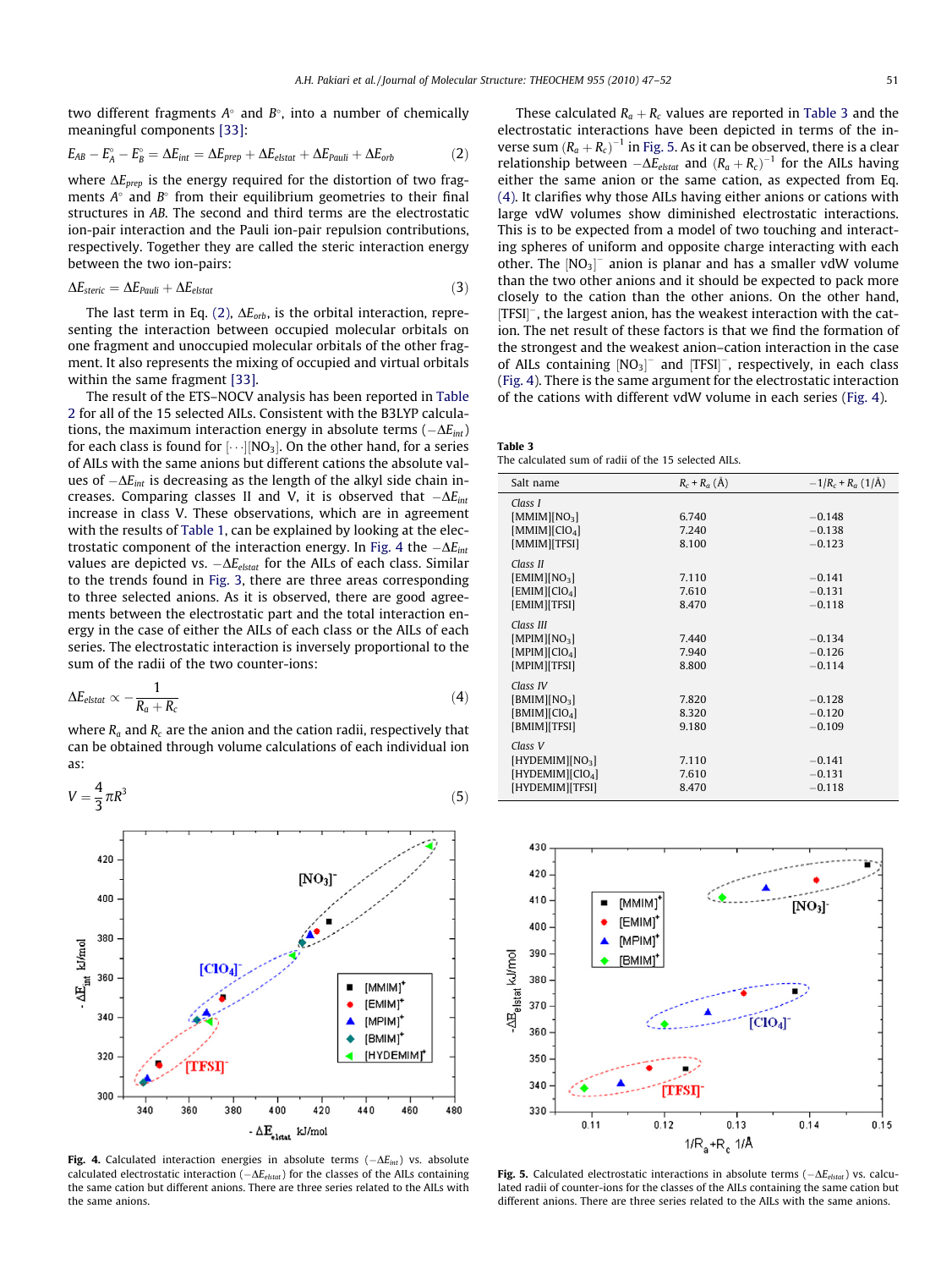two different fragments $A^{\circ}$ and $B^{\circ}$, into a number of chemically meaningful components [33]:

$$E_{AB} - E_A^{\circ} - E_B^{\circ} = \Delta E_{int} = \Delta E_{prep} + \Delta E_{elstat} + \Delta E_{Pauli} + \Delta E_{orb} \quad (2)$$

where $\Delta E_{prep}$ is the energy required for the distortion of two fragments $A^{\circ}$ and $B^{\circ}$ from their equilibrium geometries to their final structures in $AB$. The second and third terms are the electrostatic ion-pair interaction and the Pauli ion-pair repulsion contributions, respectively. Together they are called the steric interaction energy between the two ion-pairs:

$$\Delta E_{steric} = \Delta E_{Pauli} + \Delta E_{elstat} \quad (3)$$

The last term in Eq. (2), $\Delta E_{orb}$, is the orbital interaction, representing the interaction between occupied molecular orbitals on one fragment and unoccupied molecular orbitals of the other fragment. It also represents the mixing of occupied and virtual orbitals within the same fragment [33].

The result of the ETS–NOCV analysis has been reported in Table 2 for all of the 15 selected AILs. Consistent with the B3LYP calculations, the maximum interaction energy in absolute terms ($-\Delta E_{int}$) for each class is found for $[\cdots][NO_3]$. On the other hand, for a series of AILs with the same anions but different cations the absolute values of $-\Delta E_{int}$ is decreasing as the length of the alkyl side chain increases. Comparing classes II and V, it is observed that $-\Delta E_{int}$ increase in class V. These observations, which are in agreement with the results of Table 1, can be explained by looking at the electrostatic component of the interaction energy. In Fig. 4 the $-\Delta E_{int}$ values are depicted vs. $-\Delta E_{elstat}$ for the AILs of each class. Similar to the trends found in Fig. 3, there are three areas corresponding to three selected anions. As it is observed, there are good agreements between the electrostatic part and the total interaction energy in the case of either the AILs of each class or the AILs of each series. The electrostatic interaction is inversely proportional to the sum of the radii of the two counter-ions:

$$\Delta E_{elstat} \propto -\frac{1}{R_a + R_c} \quad (4)$$

where $R_a$ and $R_c$ are the anion and the cation radii, respectively that can be obtained through volume calculations of each individual ion as:

$$V = \frac{4}{3}\pi R^3 \quad (5)$$

These calculated $R_a + R_c$ values are reported in Table 3 and the electrostatic interactions have been depicted in terms of the inverse sum $(R_a + R_c)^{-1}$ in Fig. 5. As it can be observed, there is a clear relationship between $-\Delta E_{elstat}$ and $(R_a + R_c)^{-1}$ for the AILs having either the same anion or the same cation, as expected from Eq. (4). It clarifies why those AILs having either anions or cations with large vdW volumes show diminished electrostatic interactions. This is to be expected from a model of two touching and interacting spheres of uniform and opposite charge interacting with each other. The $[NO_3]^-$ anion is planar and has a smaller vdW volume than the two other anions and it should be expected to pack more closely to the cation than the other anions. On the other hand, $[TFSI]^-$, the largest anion, has the weakest interaction with the cation. The net result of these factors is that we find the formation of the strongest and the weakest anion–cation interaction in the case of AILs containing $[NO_3]^-$ and $[TFSI]^-$, respectively, in each class (Fig. 4). There is the same argument for the electrostatic interaction of the cations with different vdW volume in each series (Fig. 4).

**Table 3**
The calculated sum of radii of the 15 selected AILs.

| Salt name | $R_c + R_a$ (Å) | $-1/R_c + R_a$ (1/Å) |
|---|---|---|
| *Class I* | | |
| $[MMIM][NO_3]$ | 6.740 | −0.148 |
| $[MMIM][ClO_4]$ | 7.240 | −0.138 |
| [MMIM][TFSI] | 8.100 | −0.123 |
| *Class II* | | |
| $[EMIM][NO_3]$ | 7.110 | −0.141 |
| $[EMIM][ClO_4]$ | 7.610 | −0.131 |
| [EMIM][TFSI] | 8.470 | −0.118 |
| *Class III* | | |
| $[MPIM][NO_3]$ | 7.440 | −0.134 |
| $[MPIM][ClO_4]$ | 7.940 | −0.126 |
| [MPIM][TFSI] | 8.800 | −0.114 |
| *Class IV* | | |
| $[BMIM][NO_3]$ | 7.820 | −0.128 |
| $[BMIM][ClO_4]$ | 8.320 | −0.120 |
| [BMIM][TFSI] | 9.180 | −0.109 |
| *Class V* | | |
| $[HYDEMIM][NO_3]$ | 7.110 | −0.141 |
| $[HYDEMIM][ClO_4]$ | 7.610 | −0.131 |
| [HYDEMIM][TFSI] | 8.470 | −0.118 |

- ΔE_int kJ/mol
420
400
380
360
340
320
300
340 360 380 400 420 440 460 480
- ΔE_elstat kJ/mol
[NO3]-
[ClO4]-
[TFSI]-
[MMIM]+
[EMIM]+
[MPIM]+
[BMIM]+
[HYDEMIM]+

**Fig. 4.** Calculated interaction energies in absolute terms ($-\Delta E_{int}$) vs. absolute calculated electrostatic interaction ($-\Delta E_{elstat}$) for the classes of the AILs containing the same cation but different anions. There are three series related to the AILs with the same anions.

-ΔE_elstat kJ/mol
430
420
410
400
390
380
370
360
350
340
330
0.11 0.12 0.13 0.14 0.15
1/R_a+R_c 1/Å
[MMIM]+
[EMIM]+
[MPIM]+
[BMIM]+
[NO3]-
[ClO4]-
[TFSI]-

**Fig. 5.** Calculated electrostatic interactions in absolute terms ($-\Delta E_{elstat}$) vs. calculated radii of counter-ions for the classes of the AILs containing the same cation but different anions. There are three series related to the AILs with the same anions.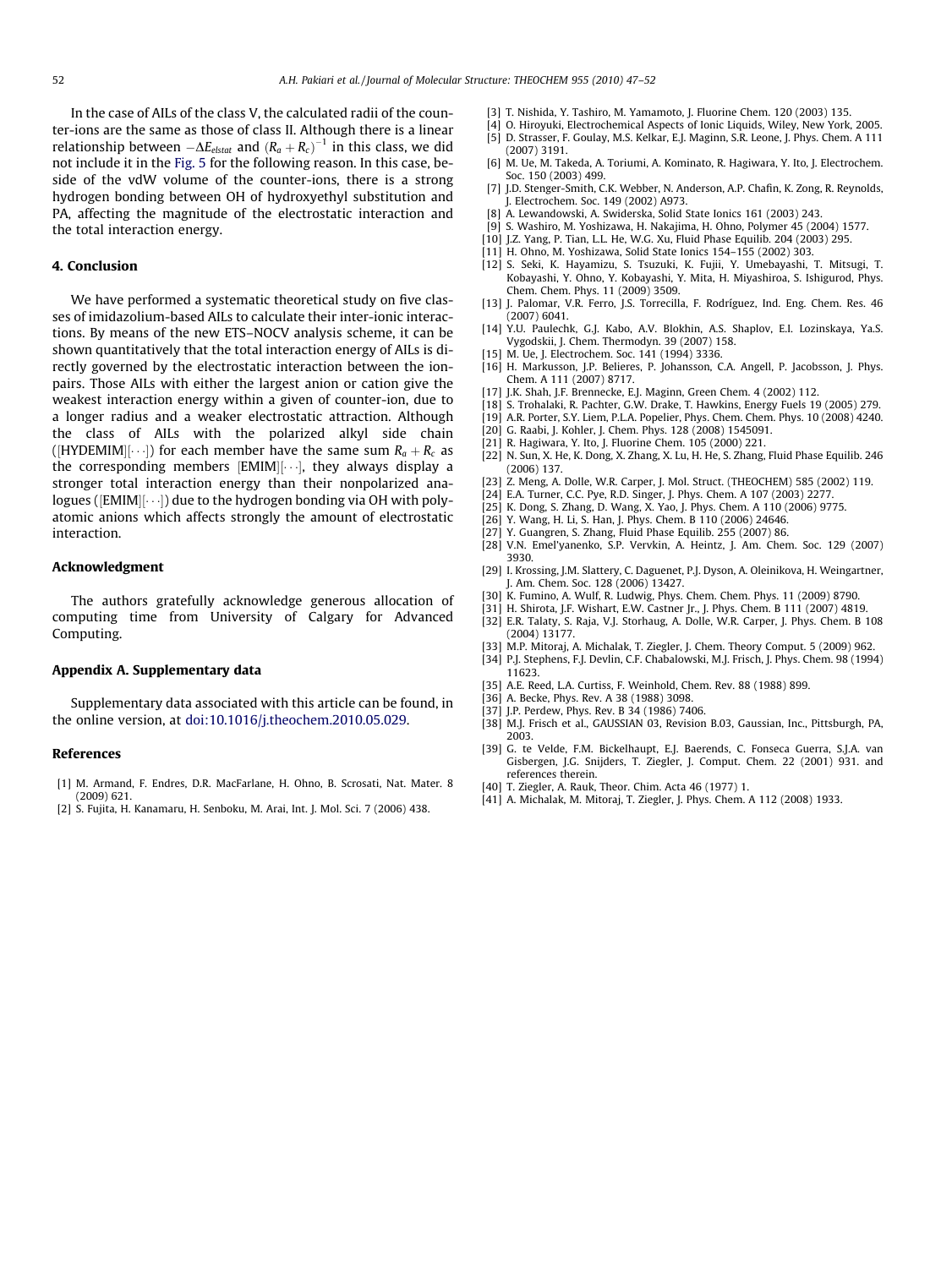In the case of AILs of the class V, the calculated radii of the counter-ions are the same as those of class II. Although there is a linear relationship between $-\Delta E_{elstat}$ and $(R_a + R_c)^{-1}$ in this class, we did not include it in the Fig. 5 for the following reason. In this case, beside of the vdW volume of the counter-ions, there is a strong hydrogen bonding between OH of hydroxyethyl substitution and PA, affecting the magnitude of the electrostatic interaction and the total interaction energy.

## 4. Conclusion

We have performed a systematic theoretical study on five classes of imidazolium-based AILs to calculate their inter-ionic interactions. By means of the new ETS–NOCV analysis scheme, it can be shown quantitatively that the total interaction energy of AILs is directly governed by the electrostatic interaction between the ion-pairs. Those AILs with either the largest anion or cation give the weakest interaction energy within a given of counter-ion, due to a longer radius and a weaker electrostatic attraction. Although the class of AILs with the polarized alkyl side chain ($[\text{HYDEMIM}][\cdots]$) for each member have the same sum $R_a + R_c$ as the corresponding members $[\text{EMIM}][\cdots]$, they always display a stronger total interaction energy than their nonpolarized analogues ($[\text{EMIM}][\cdots]$) due to the hydrogen bonding via OH with polyatomic anions which affects strongly the amount of electrostatic interaction.

## Acknowledgment

The authors gratefully acknowledge generous allocation of computing time from University of Calgary for Advanced Computing.

## Appendix A. Supplementary data

Supplementary data associated with this article can be found, in the online version, at doi:10.1016/j.theochem.2010.05.029.

## References

[1] M. Armand, F. Endres, D.R. MacFarlane, H. Ohno, B. Scrosati, Nat. Mater. 8 (2009) 621.
[2] S. Fujita, H. Kanamaru, H. Senboku, M. Arai, Int. J. Mol. Sci. 7 (2006) 438.
[3] T. Nishida, Y. Tashiro, M. Yamamoto, J. Fluorine Chem. 120 (2003) 135.
[4] O. Hiroyuki, Electrochemical Aspects of Ionic Liquids, Wiley, New York, 2005.
[5] D. Strasser, F. Goulay, M.S. Kelkar, E.J. Maginn, S.R. Leone, J. Phys. Chem. A 111 (2007) 3191.
[6] M. Ue, M. Takeda, A. Toriumi, A. Kominato, R. Hagiwara, Y. Ito, J. Electrochem. Soc. 150 (2003) 499.
[7] J.D. Stenger-Smith, C.K. Webber, N. Anderson, A.P. Chafin, K. Zong, R. Reynolds, J. Electrochem. Soc. 149 (2002) A973.
[8] A. Lewandowski, A. Swiderska, Solid State Ionics 161 (2003) 243.
[9] S. Washiro, M. Yoshizawa, H. Nakajima, H. Ohno, Polymer 45 (2004) 1577.
[10] J.Z. Yang, P. Tian, L.L. He, W.G. Xu, Fluid Phase Equilib. 204 (2003) 295.
[11] H. Ohno, M. Yoshizawa, Solid State Ionics 154–155 (2002) 303.
[12] S. Seki, K. Hayamizu, S. Tsuzuki, K. Fujii, Y. Umebayashi, T. Mitsugi, T. Kobayashi, Y. Ohno, Y. Kobayashi, Y. Mita, H. Miyashiroa, S. Ishigurod, Phys. Chem. Chem. Phys. 11 (2009) 3509.
[13] J. Palomar, V.R. Ferro, J.S. Torrecilla, F. Rodríguez, Ind. Eng. Chem. Res. 46 (2007) 6041.
[14] Y.U. Paulechk, G.J. Kabo, A.V. Blokhin, A.S. Shaplov, E.I. Lozinskaya, Ya.S. Vygodskii, J. Chem. Thermodyn. 39 (2007) 158.
[15] M. Ue, J. Electrochem. Soc. 141 (1994) 3336.
[16] H. Markusson, J.P. Belieres, P. Johansson, C.A. Angell, P. Jacobsson, J. Phys. Chem. A 111 (2007) 8717.
[17] J.K. Shah, J.F. Brennecke, E.J. Maginn, Green Chem. 4 (2002) 112.
[18] S. Trohalaki, R. Pachter, G.W. Drake, T. Hawkins, Energy Fuels 19 (2005) 279.
[19] A.R. Porter, S.Y. Liem, P.L.A. Popelier, Phys. Chem. Chem. Phys. 10 (2008) 4240.
[20] G. Raabi, J. Kohler, J. Chem. Phys. 128 (2008) 1545091.
[21] R. Hagiwara, Y. Ito, J. Fluorine Chem. 105 (2000) 221.
[22] N. Sun, X. He, K. Dong, X. Zhang, X. Lu, H. He, S. Zhang, Fluid Phase Equilib. 246 (2006) 137.
[23] Z. Meng, A. Dolle, W.R. Carper, J. Mol. Struct. (THEOCHEM) 585 (2002) 119.
[24] E.A. Turner, C.C. Pye, R.D. Singer, J. Phys. Chem. A 107 (2003) 2277.
[25] K. Dong, S. Zhang, D. Wang, X. Yao, J. Phys. Chem. A 110 (2006) 9775.
[26] Y. Wang, H. Li, S. Han, J. Phys. Chem. B 110 (2006) 24646.
[27] Y. Guangren, S. Zhang, Fluid Phase Equilib. 255 (2007) 86.
[28] V.N. Emel'yanenko, S.P. Vervkin, A. Heintz, J. Am. Chem. Soc. 129 (2007) 3930.
[29] I. Krossing, J.M. Slattery, C. Daguenet, P.J. Dyson, A. Oleinikova, H. Weingartner, J. Am. Chem. Soc. 128 (2006) 13427.
[30] K. Fumino, A. Wulf, R. Ludwig, Phys. Chem. Chem. Phys. 11 (2009) 8790.
[31] H. Shirota, J.F. Wishart, E.W. Castner Jr., J. Phys. Chem. B 111 (2007) 4819.
[32] E.R. Talaty, S. Raja, V.J. Storhaug, A. Dolle, W.R. Carper, J. Phys. Chem. B 108 (2004) 13177.
[33] M.P. Mitoraj, A. Michalak, T. Ziegler, J. Chem. Theory Comput. 5 (2009) 962.
[34] P.J. Stephens, F.J. Devlin, C.F. Chabalowski, M.J. Frisch, J. Phys. Chem. 98 (1994) 11623.
[35] A.E. Reed, L.A. Curtiss, F. Weinhold, Chem. Rev. 88 (1988) 899.
[36] A. Becke, Phys. Rev. A 38 (1988) 3098.
[37] J.P. Perdew, Phys. Rev. B 34 (1986) 7406.
[38] M.J. Frisch et al., GAUSSIAN 03, Revision B.03, Gaussian, Inc., Pittsburgh, PA, 2003.
[39] G. te Velde, F.M. Bickelhaupt, E.J. Baerends, C. Fonseca Guerra, S.J.A. van Gisbergen, J.G. Snijders, T. Ziegler, J. Comput. Chem. 22 (2001) 931. and references therein.
[40] T. Ziegler, A. Rauk, Theor. Chim. Acta 46 (1977) 1.
[41] A. Michalak, M. Mitoraj, T. Ziegler, J. Phys. Chem. A 112 (2008) 1933.